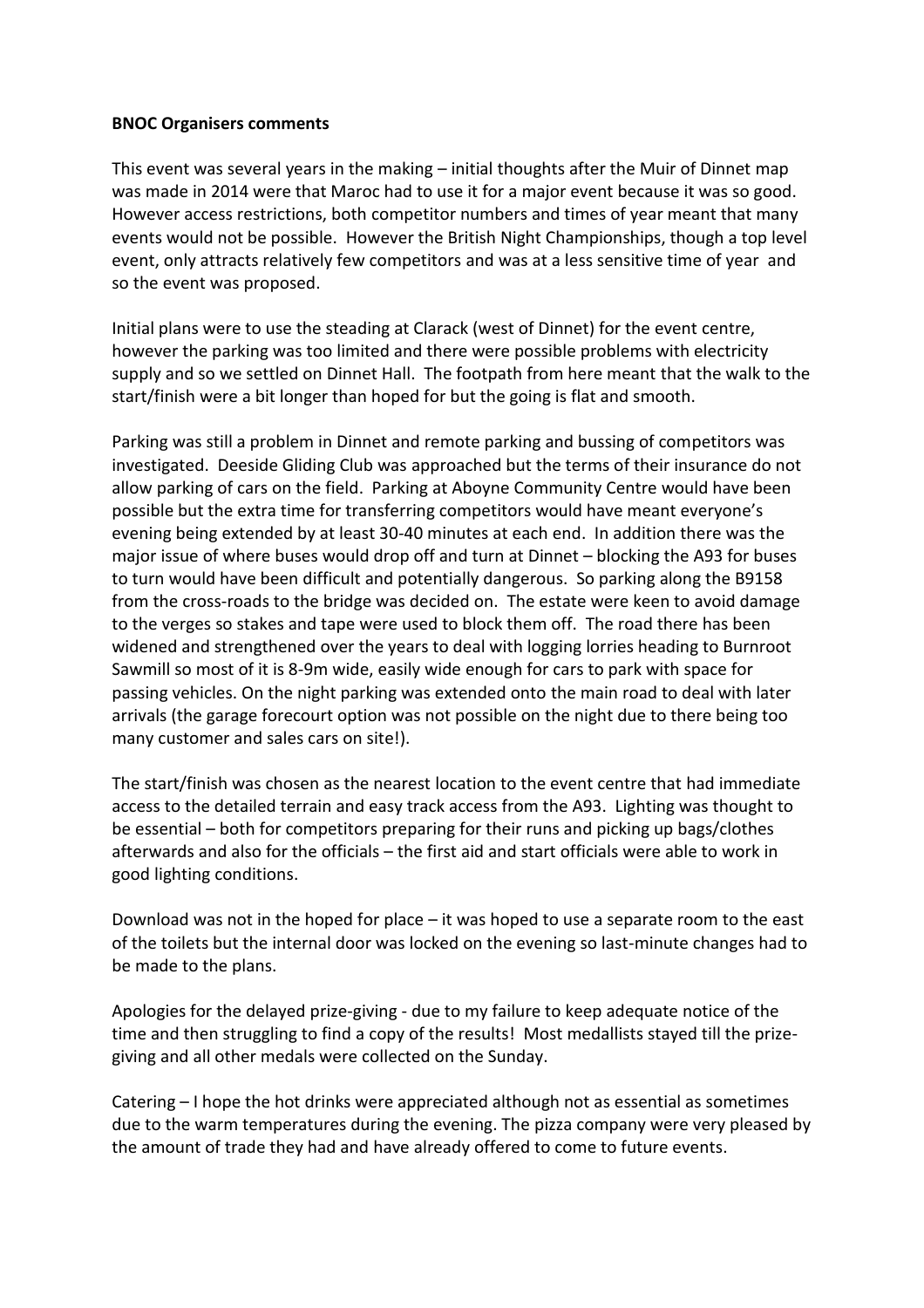**BNOC Organisers comments**

This event was several years in the making – initial thoughts after the Muir of Dinnet map was made in 2014 were that Maroc had to use it for a major event because it was so good. However access restrictions, both competitor numbers and times of year meant that many events would not be possible. However the British Night Championships, though a top level event, only attracts relatively few competitors and was at a less sensitive time of year and so the event was proposed.

Initial plans were to use the steading at Clarack (west of Dinnet) for the event centre, however the parking was too limited and there were possible problems with electricity supply and so we settled on Dinnet Hall. The footpath from here meant that the walk to the start/finish were a bit longer than hoped for but the going is flat and smooth.

Parking was still a problem in Dinnet and remote parking and bussing of competitors was investigated. Deeside Gliding Club was approached but the terms of their insurance do not allow parking of cars on the field. Parking at Aboyne Community Centre would have been possible but the extra time for transferring competitors would have meant everyone's evening being extended by at least 30-40 minutes at each end. In addition there was the major issue of where buses would drop off and turn at Dinnet – blocking the A93 for buses to turn would have been difficult and potentially dangerous. So parking along the B9158 from the cross-roads to the bridge was decided on. The estate were keen to avoid damage to the verges so stakes and tape were used to block them off. The road there has been widened and strengthened over the years to deal with logging lorries heading to Burnroot Sawmill so most of it is 8-9m wide, easily wide enough for cars to park with space for passing vehicles. On the night parking was extended onto the main road to deal with later arrivals (the garage forecourt option was not possible on the night due to there being too many customer and sales cars on site!).

The start/finish was chosen as the nearest location to the event centre that had immediate access to the detailed terrain and easy track access from the A93. Lighting was thought to be essential – both for competitors preparing for their runs and picking up bags/clothes afterwards and also for the officials – the first aid and start officials were able to work in good lighting conditions.

Download was not in the hoped for place – it was hoped to use a separate room to the east of the toilets but the internal door was locked on the evening so last-minute changes had to be made to the plans.

Apologies for the delayed prize-giving - due to my failure to keep adequate notice of the time and then struggling to find a copy of the results! Most medallists stayed till the prize-giving and all other medals were collected on the Sunday.

Catering – I hope the hot drinks were appreciated although not as essential as sometimes due to the warm temperatures during the evening. The pizza company were very pleased by the amount of trade they had and have already offered to come to future events.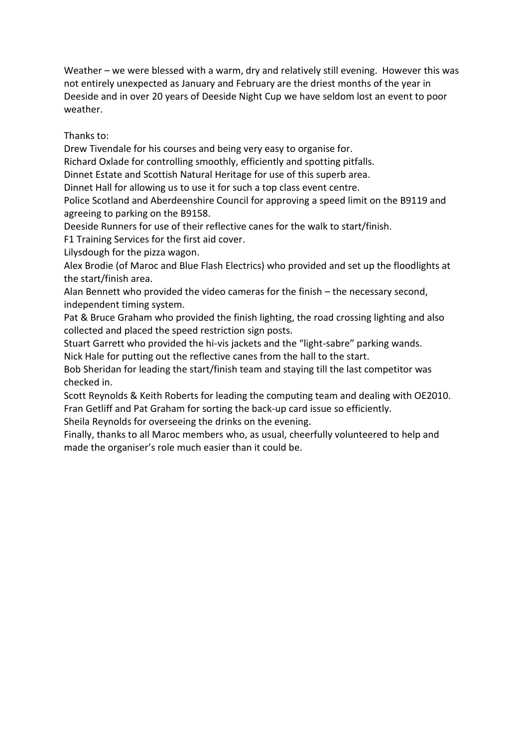Weather – we were blessed with a warm, dry and relatively still evening. However this was not entirely unexpected as January and February are the driest months of the year in Deeside and in over 20 years of Deeside Night Cup we have seldom lost an event to poor weather.

Thanks to:

Drew Tivendale for his courses and being very easy to organise for.

Richard Oxlade for controlling smoothly, efficiently and spotting pitfalls.

Dinnet Estate and Scottish Natural Heritage for use of this superb area.

Dinnet Hall for allowing us to use it for such a top class event centre.

Police Scotland and Aberdeenshire Council for approving a speed limit on the B9119 and agreeing to parking on the B9158.

Deeside Runners for use of their reflective canes for the walk to start/finish.

F1 Training Services for the first aid cover.

Lilysdough for the pizza wagon.

Alex Brodie (of Maroc and Blue Flash Electrics) who provided and set up the floodlights at the start/finish area.

Alan Bennett who provided the video cameras for the finish – the necessary second, independent timing system.

Pat & Bruce Graham who provided the finish lighting, the road crossing lighting and also collected and placed the speed restriction sign posts.

Stuart Garrett who provided the hi-vis jackets and the "light-sabre" parking wands.

Nick Hale for putting out the reflective canes from the hall to the start.

Bob Sheridan for leading the start/finish team and staying till the last competitor was checked in.

Scott Reynolds & Keith Roberts for leading the computing team and dealing with OE2010.

Fran Getliff and Pat Graham for sorting the back-up card issue so efficiently.

Sheila Reynolds for overseeing the drinks on the evening.

Finally, thanks to all Maroc members who, as usual, cheerfully volunteered to help and made the organiser's role much easier than it could be.